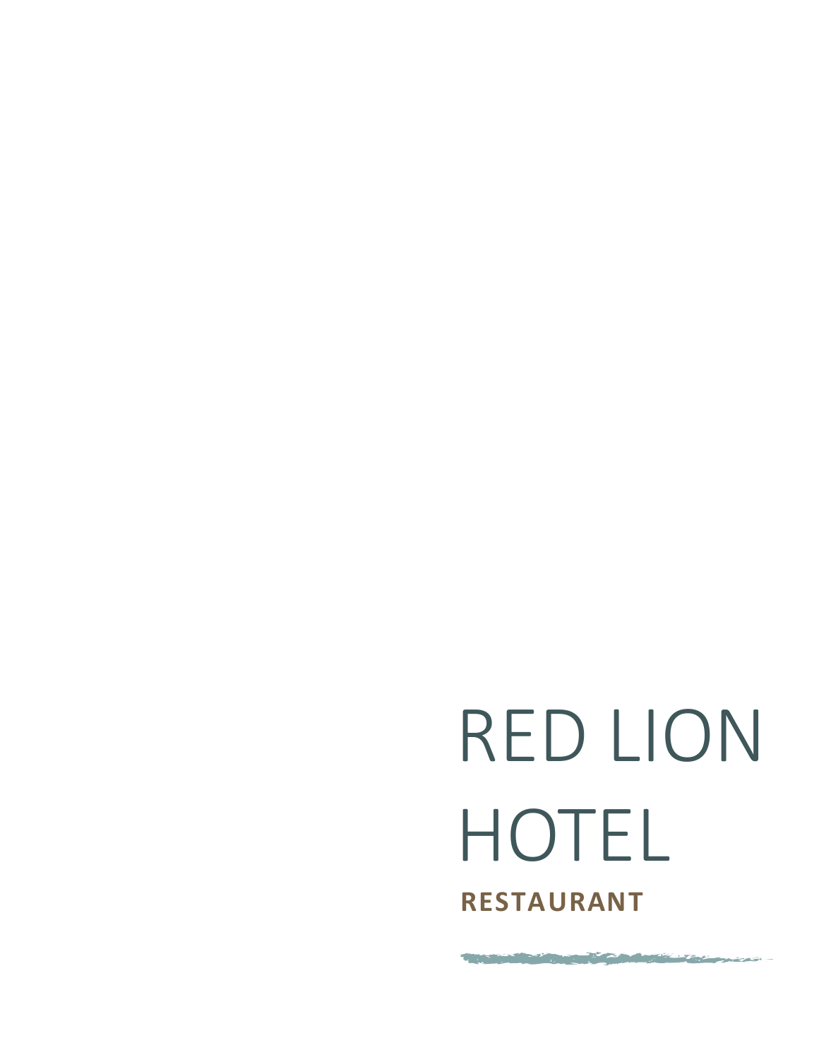# RED LION HOTEL

**RESTAURANT**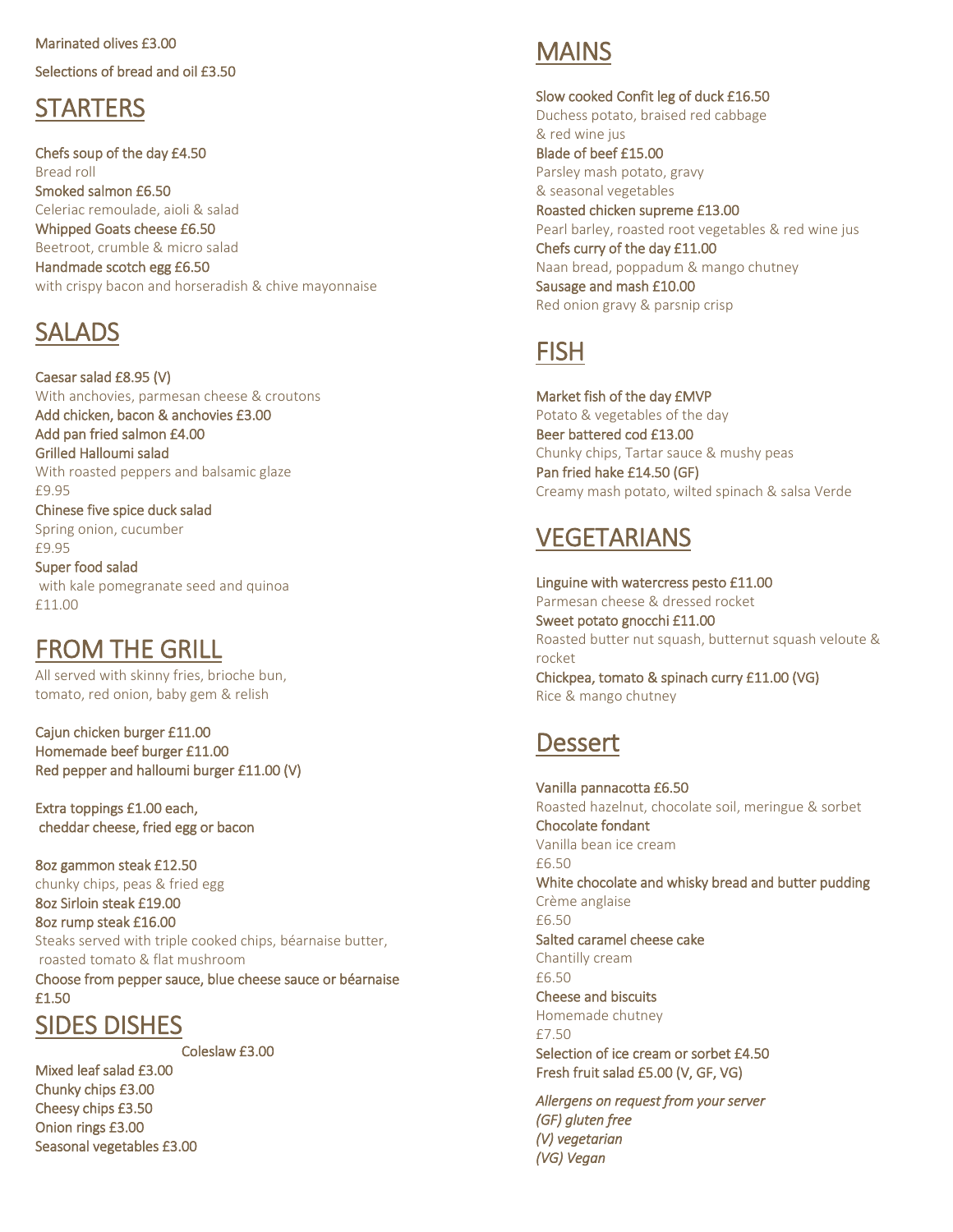Marinated olives £3.00

Selections of bread and oil £3.50

## STARTERS

**Chefs soup of the day £4.50**
Bread roll
**Smoked salmon £6.50**
Celeriac remoulade, aioli & salad
**Whipped Goats cheese £6.50**
Beetroot, crumble & micro salad
**Handmade scotch egg £6.50**
with crispy bacon and horseradish & chive mayonnaise

## SALADS

**Caesar salad £8.95 (V)**
With anchovies, parmesan cheese & croutons
**Add chicken, bacon & anchovies £3.00**
**Add pan fried salmon £4.00**
**Grilled Halloumi salad**
With roasted peppers and balsamic glaze
£9.95
**Chinese five spice duck salad**
Spring onion, cucumber
£9.95
**Super food salad**
with kale pomegranate seed and quinoa
£11.00

## FROM THE GRILL

All served with skinny fries, brioche bun,
tomato, red onion, baby gem & relish

**Cajun chicken burger £11.00**
**Homemade beef burger £11.00**
**Red pepper and halloumi burger £11.00 (V)**

**Extra toppings £1.00 each,**
**cheddar cheese, fried egg or bacon**

**8oz gammon steak £12.50**
chunky chips, peas & fried egg
**8oz Sirloin steak £19.00**
**8oz rump steak £16.00**
Steaks served with triple cooked chips, béarnaise butter,
roasted tomato & flat mushroom
**Choose from pepper sauce, blue cheese sauce or béarnaise £1.50**

## SIDES DISHES

**Coleslaw £3.00**
**Mixed leaf salad £3.00**
**Chunky chips £3.00**
**Cheesy chips £3.50**
**Onion rings £3.00**
**Seasonal vegetables £3.00**

## MAINS

**Slow cooked Confit leg of duck £16.50**
Duchess potato, braised red cabbage
& red wine jus
**Blade of beef £15.00**
Parsley mash potato, gravy
& seasonal vegetables
**Roasted chicken supreme £13.00**
Pearl barley, roasted root vegetables & red wine jus
**Chefs curry of the day £11.00**
Naan bread, poppadum & mango chutney
**Sausage and mash £10.00**
Red onion gravy & parsnip crisp

## FISH

**Market fish of the day £MVP**
Potato & vegetables of the day
**Beer battered cod £13.00**
Chunky chips, Tartar sauce & mushy peas
**Pan fried hake £14.50 (GF)**
Creamy mash potato, wilted spinach & salsa Verde

## VEGETARIANS

**Linguine with watercress pesto £11.00**
Parmesan cheese & dressed rocket
**Sweet potato gnocchi £11.00**
Roasted butter nut squash, butternut squash veloute & rocket
**Chickpea, tomato & spinach curry £11.00 (VG)**
Rice & mango chutney

## Dessert

**Vanilla pannacotta £6.50**
Roasted hazelnut, chocolate soil, meringue & sorbet
**Chocolate fondant**
Vanilla bean ice cream
£6.50
**White chocolate and whisky bread and butter pudding**
Crème anglaise
£6.50
**Salted caramel cheese cake**
Chantilly cream
£6.50
**Cheese and biscuits**
Homemade chutney
£7.50
**Selection of ice cream or sorbet £4.50**
**Fresh fruit salad £5.00 (V, GF, VG)**

*Allergens on request from your server*
*(GF) gluten free*
*(V) vegetarian*
*(VG) Vegan*